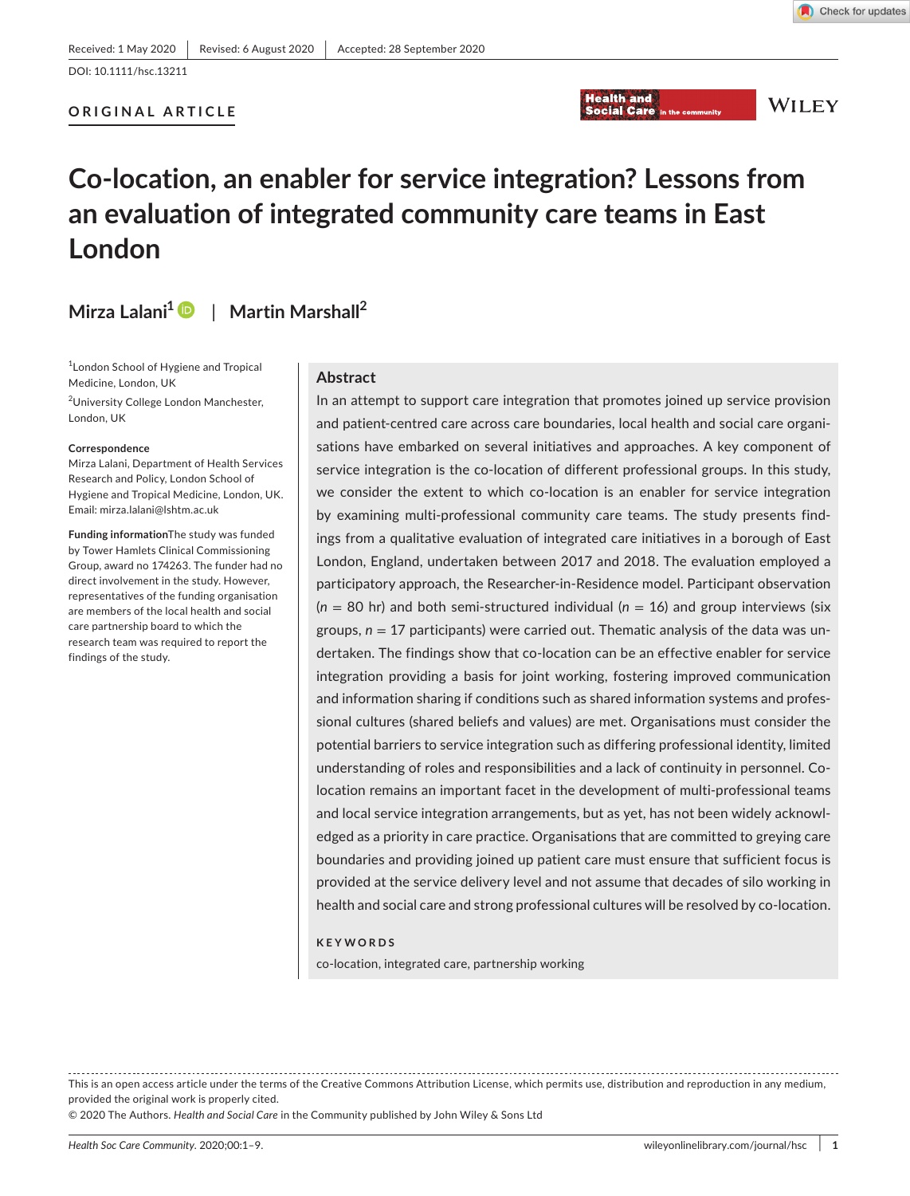Received: 1 May 2020 | Revised: 6 August 2020 | Accepted: 28 September 2020

DOI: 10.1111/hsc.13211

ORIGINAL ARTICLE

# Co-location, an enabler for service integration? Lessons from an evaluation of integrated community care teams in East London

**Mirza Lalani**[1] | **Martin Marshall**[2]

[1]London School of Hygiene and Tropical Medicine, London, UK

[2]University College London Manchester, London, UK

**Correspondence**
Mirza Lalani, Department of Health Services Research and Policy, London School of Hygiene and Tropical Medicine, London, UK.
Email: mirza.lalani@lshtm.ac.uk

**Funding information** The study was funded by Tower Hamlets Clinical Commissioning Group, award no 174263. The funder had no direct involvement in the study. However, representatives of the funding organisation are members of the local health and social care partnership board to which the research team was required to report the findings of the study.

## Abstract

In an attempt to support care integration that promotes joined up service provision and patient-centred care across care boundaries, local health and social care organisations have embarked on several initiatives and approaches. A key component of service integration is the co-location of different professional groups. In this study, we consider the extent to which co-location is an enabler for service integration by examining multi-professional community care teams. The study presents findings from a qualitative evaluation of integrated care initiatives in a borough of East London, England, undertaken between 2017 and 2018. The evaluation employed a participatory approach, the Researcher-in-Residence model. Participant observation ($n$ = 80 hr) and both semi-structured individual ($n$ = 16) and group interviews (six groups, $n$ = 17 participants) were carried out. Thematic analysis of the data was undertaken. The findings show that co-location can be an effective enabler for service integration providing a basis for joint working, fostering improved communication and information sharing if conditions such as shared information systems and professional cultures (shared beliefs and values) are met. Organisations must consider the potential barriers to service integration such as differing professional identity, limited understanding of roles and responsibilities and a lack of continuity in personnel. Co-location remains an important facet in the development of multi-professional teams and local service integration arrangements, but as yet, has not been widely acknowledged as a priority in care practice. Organisations that are committed to greying care boundaries and providing joined up patient care must ensure that sufficient focus is provided at the service delivery level and not assume that decades of silo working in health and social care and strong professional cultures will be resolved by co-location.

**KEYWORDS**

co-location, integrated care, partnership working

This is an open access article under the terms of the Creative Commons Attribution License, which permits use, distribution and reproduction in any medium, provided the original work is properly cited.
© 2020 The Authors. *Health and Social Care* in the Community published by John Wiley & Sons Ltd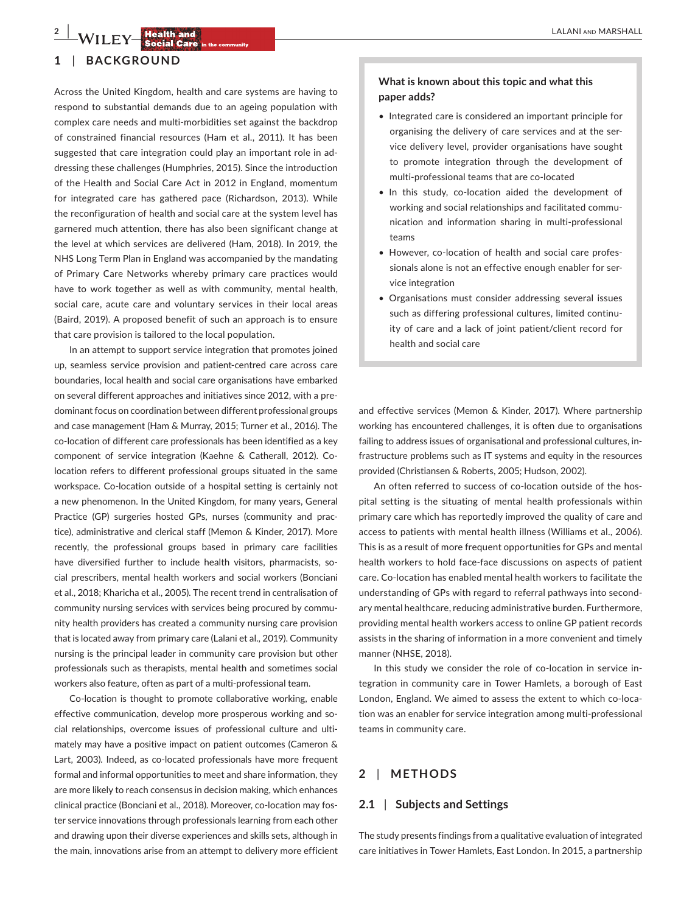## 1 | BACKGROUND

Across the United Kingdom, health and care systems are having to respond to substantial demands due to an ageing population with complex care needs and multi-morbidities set against the backdrop of constrained financial resources (Ham et al., 2011). It has been suggested that care integration could play an important role in addressing these challenges (Humphries, 2015). Since the introduction of the Health and Social Care Act in 2012 in England, momentum for integrated care has gathered pace (Richardson, 2013). While the reconfiguration of health and social care at the system level has garnered much attention, there has also been significant change at the level at which services are delivered (Ham, 2018). In 2019, the NHS Long Term Plan in England was accompanied by the mandating of Primary Care Networks whereby primary care practices would have to work together as well as with community, mental health, social care, acute care and voluntary services in their local areas (Baird, 2019). A proposed benefit of such an approach is to ensure that care provision is tailored to the local population.

In an attempt to support service integration that promotes joined up, seamless service provision and patient-centred care across care boundaries, local health and social care organisations have embarked on several different approaches and initiatives since 2012, with a predominant focus on coordination between different professional groups and case management (Ham & Murray, 2015; Turner et al., 2016). The co-location of different care professionals has been identified as a key component of service integration (Kaehne & Catherall, 2012). Co-location refers to different professional groups situated in the same workspace. Co-location outside of a hospital setting is certainly not a new phenomenon. In the United Kingdom, for many years, General Practice (GP) surgeries hosted GPs, nurses (community and practice), administrative and clerical staff (Memon & Kinder, 2017). More recently, the professional groups based in primary care facilities have diversified further to include health visitors, pharmacists, social prescribers, mental health workers and social workers (Bonciani et al., 2018; Kharicha et al., 2005). The recent trend in centralisation of community nursing services with services being procured by community health providers has created a community nursing care provision that is located away from primary care (Lalani et al., 2019). Community nursing is the principal leader in community care provision but other professionals such as therapists, mental health and sometimes social workers also feature, often as part of a multi-professional team.

Co-location is thought to promote collaborative working, enable effective communication, develop more prosperous working and social relationships, overcome issues of professional culture and ultimately may have a positive impact on patient outcomes (Cameron & Lart, 2003). Indeed, as co-located professionals have more frequent formal and informal opportunities to meet and share information, they are more likely to reach consensus in decision making, which enhances clinical practice (Bonciani et al., 2018). Moreover, co-location may foster service innovations through professionals learning from each other and drawing upon their diverse experiences and skills sets, although in the main, innovations arise from an attempt to delivery more efficient and effective services (Memon & Kinder, 2017). Where partnership working has encountered challenges, it is often due to organisations failing to address issues of organisational and professional cultures, infrastructure problems such as IT systems and equity in the resources provided (Christiansen & Roberts, 2005; Hudson, 2002).

**What is known about this topic and what this paper adds?**

- Integrated care is considered an important principle for organising the delivery of care services and at the service delivery level, provider organisations have sought to promote integration through the development of multi-professional teams that are co-located
- In this study, co-location aided the development of working and social relationships and facilitated communication and information sharing in multi-professional teams
- However, co-location of health and social care professionals alone is not an effective enough enabler for service integration
- Organisations must consider addressing several issues such as differing professional cultures, limited continuity of care and a lack of joint patient/client record for health and social care

An often referred to success of co-location outside of the hospital setting is the situating of mental health professionals within primary care which has reportedly improved the quality of care and access to patients with mental health illness (Williams et al., 2006). This is as a result of more frequent opportunities for GPs and mental health workers to hold face-face discussions on aspects of patient care. Co-location has enabled mental health workers to facilitate the understanding of GPs with regard to referral pathways into secondary mental healthcare, reducing administrative burden. Furthermore, providing mental health workers access to online GP patient records assists in the sharing of information in a more convenient and timely manner (NHSE, 2018).

In this study we consider the role of co-location in service integration in community care in Tower Hamlets, a borough of East London, England. We aimed to assess the extent to which co-location was an enabler for service integration among multi-professional teams in community care.

## 2 | METHODS

### 2.1 | Subjects and Settings

The study presents findings from a qualitative evaluation of integrated care initiatives in Tower Hamlets, East London. In 2015, a partnership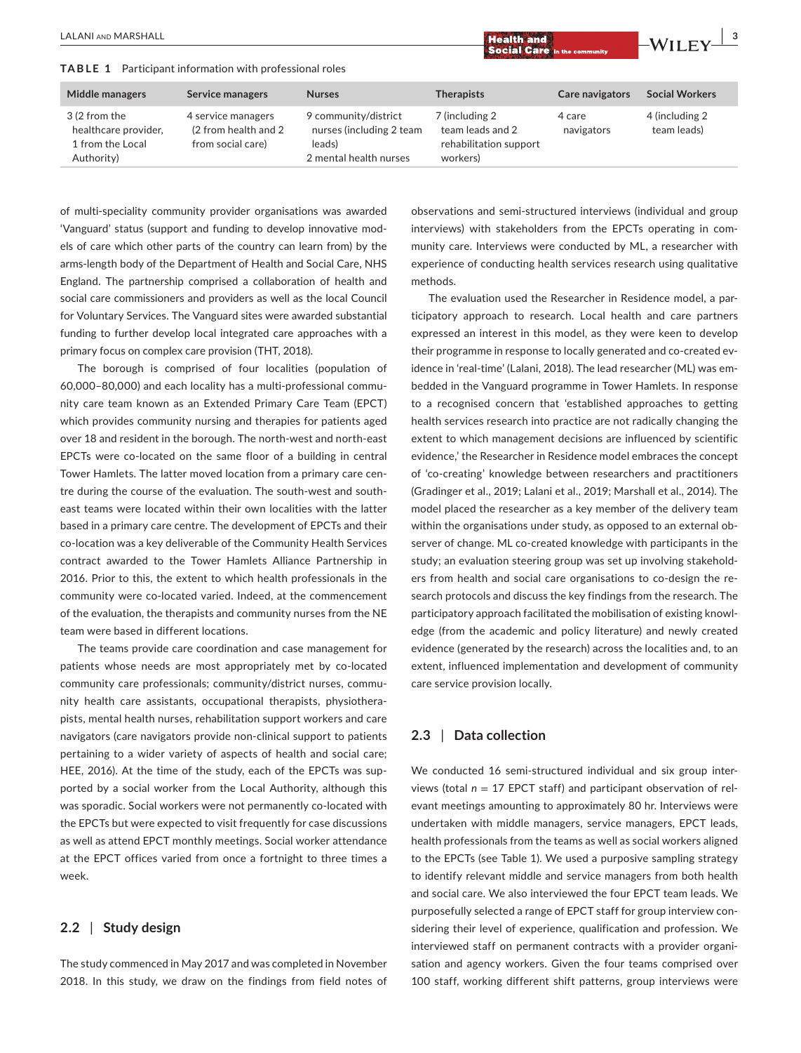**TABLE 1** Participant information with professional roles

| Middle managers | Service managers | Nurses | Therapists | Care navigators | Social Workers |
|---|---|---|---|---|---|
| 3 (2 from the healthcare provider, 1 from the Local Authority) | 4 service managers (2 from health and 2 from social care) | 9 community/district nurses (including 2 team leads) 2 mental health nurses | 7 (including 2 team leads and 2 rehabilitation support workers) | 4 care navigators | 4 (including 2 team leads) |

of multi-speciality community provider organisations was awarded 'Vanguard' status (support and funding to develop innovative models of care which other parts of the country can learn from) by the arms-length body of the Department of Health and Social Care, NHS England. The partnership comprised a collaboration of health and social care commissioners and providers as well as the local Council for Voluntary Services. The Vanguard sites were awarded substantial funding to further develop local integrated care approaches with a primary focus on complex care provision (THT, 2018).

The borough is comprised of four localities (population of 60,000–80,000) and each locality has a multi-professional community care team known as an Extended Primary Care Team (EPCT) which provides community nursing and therapies for patients aged over 18 and resident in the borough. The north-west and north-east EPCTs were co-located on the same floor of a building in central Tower Hamlets. The latter moved location from a primary care centre during the course of the evaluation. The south-west and south-east teams were located within their own localities with the latter based in a primary care centre. The development of EPCTs and their co-location was a key deliverable of the Community Health Services contract awarded to the Tower Hamlets Alliance Partnership in 2016. Prior to this, the extent to which health professionals in the community were co-located varied. Indeed, at the commencement of the evaluation, the therapists and community nurses from the NE team were based in different locations.

The teams provide care coordination and case management for patients whose needs are most appropriately met by co-located community care professionals; community/district nurses, community health care assistants, occupational therapists, physiotherapists, mental health nurses, rehabilitation support workers and care navigators (care navigators provide non-clinical support to patients pertaining to a wider variety of aspects of health and social care; HEE, 2016). At the time of the study, each of the EPCTs was supported by a social worker from the Local Authority, although this was sporadic. Social workers were not permanently co-located with the EPCTs but were expected to visit frequently for case discussions as well as attend EPCT monthly meetings. Social worker attendance at the EPCT offices varied from once a fortnight to three times a week.

## 2.2 | Study design

The study commenced in May 2017 and was completed in November 2018. In this study, we draw on the findings from field notes of observations and semi-structured interviews (individual and group interviews) with stakeholders from the EPCTs operating in community care. Interviews were conducted by ML, a researcher with experience of conducting health services research using qualitative methods.

The evaluation used the Researcher in Residence model, a participatory approach to research. Local health and care partners expressed an interest in this model, as they were keen to develop their programme in response to locally generated and co-created evidence in 'real-time' (Lalani, 2018). The lead researcher (ML) was embedded in the Vanguard programme in Tower Hamlets. In response to a recognised concern that 'established approaches to getting health services research into practice are not radically changing the extent to which management decisions are influenced by scientific evidence,' the Researcher in Residence model embraces the concept of 'co-creating' knowledge between researchers and practitioners (Gradinger et al., 2019; Lalani et al., 2019; Marshall et al., 2014). The model placed the researcher as a key member of the delivery team within the organisations under study, as opposed to an external observer of change. ML co-created knowledge with participants in the study; an evaluation steering group was set up involving stakeholders from health and social care organisations to co-design the research protocols and discuss the key findings from the research. The participatory approach facilitated the mobilisation of existing knowledge (from the academic and policy literature) and newly created evidence (generated by the research) across the localities and, to an extent, influenced implementation and development of community care service provision locally.

## 2.3 | Data collection

We conducted 16 semi-structured individual and six group interviews (total $n$ = 17 EPCT staff) and participant observation of relevant meetings amounting to approximately 80 hr. Interviews were undertaken with middle managers, service managers, EPCT leads, health professionals from the teams as well as social workers aligned to the EPCTs (see Table 1). We used a purposive sampling strategy to identify relevant middle and service managers from both health and social care. We also interviewed the four EPCT team leads. We purposefully selected a range of EPCT staff for group interview considering their level of experience, qualification and profession. We interviewed staff on permanent contracts with a provider organisation and agency workers. Given the four teams comprised over 100 staff, working different shift patterns, group interviews were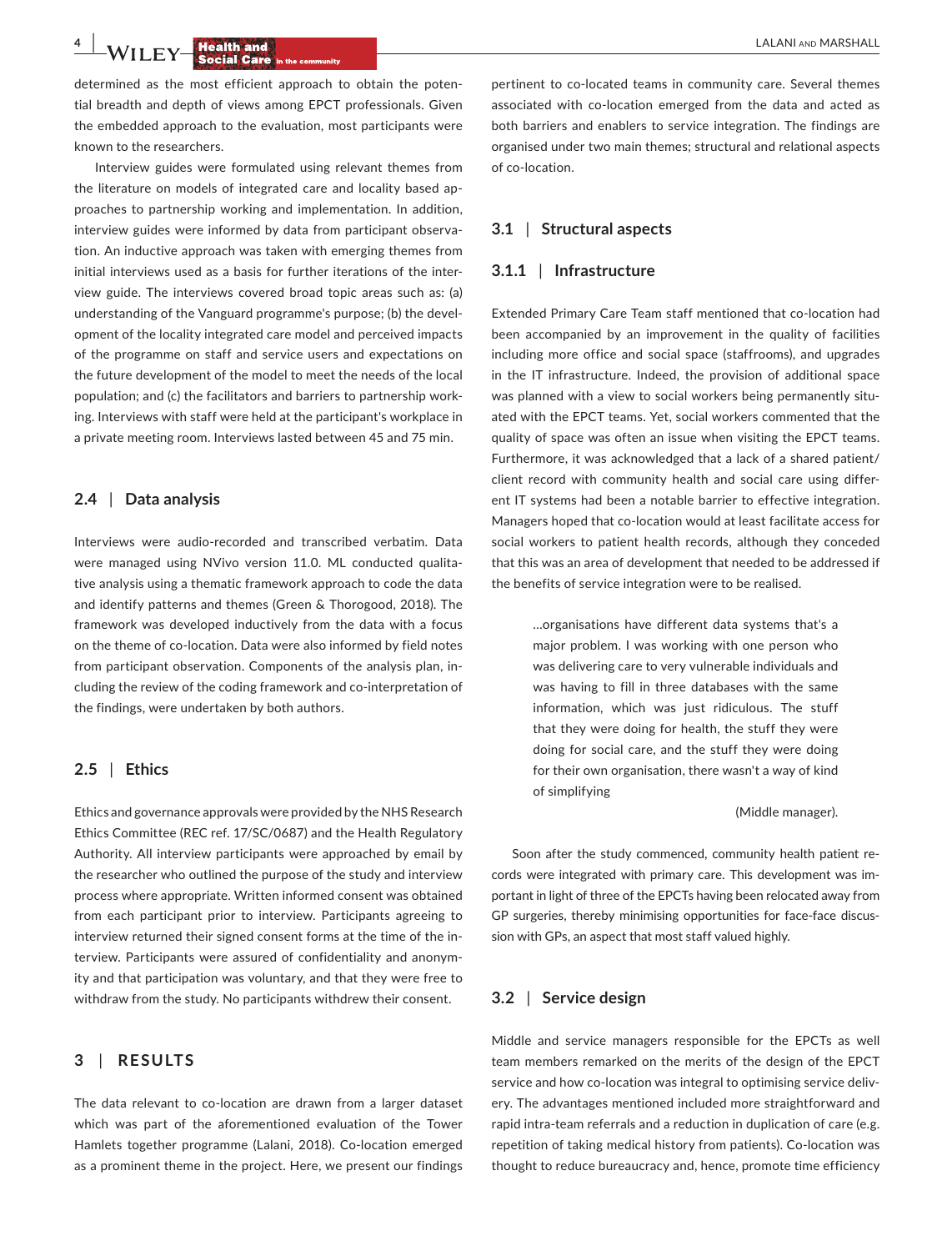determined as the most efficient approach to obtain the potential breadth and depth of views among EPCT professionals. Given the embedded approach to the evaluation, most participants were known to the researchers.

Interview guides were formulated using relevant themes from the literature on models of integrated care and locality based approaches to partnership working and implementation. In addition, interview guides were informed by data from participant observation. An inductive approach was taken with emerging themes from initial interviews used as a basis for further iterations of the interview guide. The interviews covered broad topic areas such as: (a) understanding of the Vanguard programme's purpose; (b) the development of the locality integrated care model and perceived impacts of the programme on staff and service users and expectations on the future development of the model to meet the needs of the local population; and (c) the facilitators and barriers to partnership working. Interviews with staff were held at the participant's workplace in a private meeting room. Interviews lasted between 45 and 75 min.

### 2.4 | Data analysis

Interviews were audio-recorded and transcribed verbatim. Data were managed using NVivo version 11.0. ML conducted qualitative analysis using a thematic framework approach to code the data and identify patterns and themes (Green & Thorogood, 2018). The framework was developed inductively from the data with a focus on the theme of co-location. Data were also informed by field notes from participant observation. Components of the analysis plan, including the review of the coding framework and co-interpretation of the findings, were undertaken by both authors.

### 2.5 | Ethics

Ethics and governance approvals were provided by the NHS Research Ethics Committee (REC ref. 17/SC/0687) and the Health Regulatory Authority. All interview participants were approached by email by the researcher who outlined the purpose of the study and interview process where appropriate. Written informed consent was obtained from each participant prior to interview. Participants agreeing to interview returned their signed consent forms at the time of the interview. Participants were assured of confidentiality and anonymity and that participation was voluntary, and that they were free to withdraw from the study. No participants withdrew their consent.

## 3 | RESULTS

The data relevant to co-location are drawn from a larger dataset which was part of the aforementioned evaluation of the Tower Hamlets together programme (Lalani, 2018). Co-location emerged as a prominent theme in the project. Here, we present our findings pertinent to co-located teams in community care. Several themes associated with co-location emerged from the data and acted as both barriers and enablers to service integration. The findings are organised under two main themes; structural and relational aspects of co-location.

### 3.1 | Structural aspects

#### 3.1.1 | Infrastructure

Extended Primary Care Team staff mentioned that co-location had been accompanied by an improvement in the quality of facilities including more office and social space (staffrooms), and upgrades in the IT infrastructure. Indeed, the provision of additional space was planned with a view to social workers being permanently situated with the EPCT teams. Yet, social workers commented that the quality of space was often an issue when visiting the EPCT teams. Furthermore, it was acknowledged that a lack of a shared patient/client record with community health and social care using different IT systems had been a notable barrier to effective integration. Managers hoped that co-location would at least facilitate access for social workers to patient health records, although they conceded that this was an area of development that needed to be addressed if the benefits of service integration were to be realised.

> …organisations have different data systems that's a major problem. I was working with one person who was delivering care to very vulnerable individuals and was having to fill in three databases with the same information, which was just ridiculous. The stuff that they were doing for health, the stuff they were doing for social care, and the stuff they were doing for their own organisation, there wasn't a way of kind of simplifying
>
> (Middle manager).

Soon after the study commenced, community health patient records were integrated with primary care. This development was important in light of three of the EPCTs having been relocated away from GP surgeries, thereby minimising opportunities for face-face discussion with GPs, an aspect that most staff valued highly.

### 3.2 | Service design

Middle and service managers responsible for the EPCTs as well team members remarked on the merits of the design of the EPCT service and how co-location was integral to optimising service delivery. The advantages mentioned included more straightforward and rapid intra-team referrals and a reduction in duplication of care (e.g. repetition of taking medical history from patients). Co-location was thought to reduce bureaucracy and, hence, promote time efficiency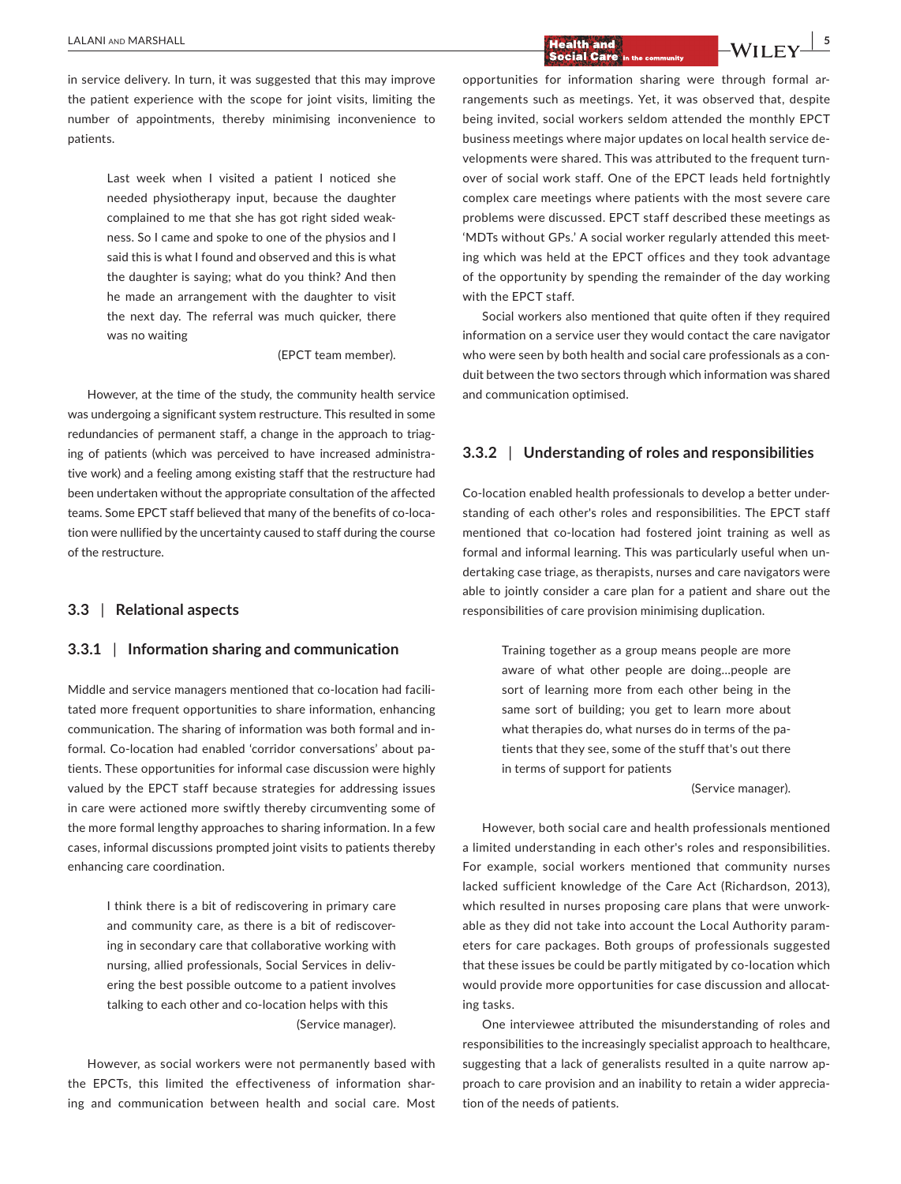in service delivery. In turn, it was suggested that this may improve the patient experience with the scope for joint visits, limiting the number of appointments, thereby minimising inconvenience to patients.

> Last week when I visited a patient I noticed she needed physiotherapy input, because the daughter complained to me that she has got right sided weakness. So I came and spoke to one of the physios and I said this is what I found and observed and this is what the daughter is saying; what do you think? And then he made an arrangement with the daughter to visit the next day. The referral was much quicker, there was no waiting
>
> (EPCT team member).

However, at the time of the study, the community health service was undergoing a significant system restructure. This resulted in some redundancies of permanent staff, a change in the approach to triaging of patients (which was perceived to have increased administrative work) and a feeling among existing staff that the restructure had been undertaken without the appropriate consultation of the affected teams. Some EPCT staff believed that many of the benefits of co-location were nullified by the uncertainty caused to staff during the course of the restructure.

## 3.3 | Relational aspects

### 3.3.1 | Information sharing and communication

Middle and service managers mentioned that co-location had facilitated more frequent opportunities to share information, enhancing communication. The sharing of information was both formal and informal. Co-location had enabled 'corridor conversations' about patients. These opportunities for informal case discussion were highly valued by the EPCT staff because strategies for addressing issues in care were actioned more swiftly thereby circumventing some of the more formal lengthy approaches to sharing information. In a few cases, informal discussions prompted joint visits to patients thereby enhancing care coordination.

> I think there is a bit of rediscovering in primary care and community care, as there is a bit of rediscovering in secondary care that collaborative working with nursing, allied professionals, Social Services in delivering the best possible outcome to a patient involves talking to each other and co-location helps with this
>
> (Service manager).

However, as social workers were not permanently based with the EPCTs, this limited the effectiveness of information sharing and communication between health and social care. Most opportunities for information sharing were through formal arrangements such as meetings. Yet, it was observed that, despite being invited, social workers seldom attended the monthly EPCT business meetings where major updates on local health service developments were shared. This was attributed to the frequent turnover of social work staff. One of the EPCT leads held fortnightly complex care meetings where patients with the most severe care problems were discussed. EPCT staff described these meetings as 'MDTs without GPs.' A social worker regularly attended this meeting which was held at the EPCT offices and they took advantage of the opportunity by spending the remainder of the day working with the EPCT staff.

Social workers also mentioned that quite often if they required information on a service user they would contact the care navigator who were seen by both health and social care professionals as a conduit between the two sectors through which information was shared and communication optimised.

### 3.3.2 | Understanding of roles and responsibilities

Co-location enabled health professionals to develop a better understanding of each other's roles and responsibilities. The EPCT staff mentioned that co-location had fostered joint training as well as formal and informal learning. This was particularly useful when undertaking case triage, as therapists, nurses and care navigators were able to jointly consider a care plan for a patient and share out the responsibilities of care provision minimising duplication.

> Training together as a group means people are more aware of what other people are doing…people are sort of learning more from each other being in the same sort of building; you get to learn more about what therapies do, what nurses do in terms of the patients that they see, some of the stuff that's out there in terms of support for patients
>
> (Service manager).

However, both social care and health professionals mentioned a limited understanding in each other's roles and responsibilities. For example, social workers mentioned that community nurses lacked sufficient knowledge of the Care Act (Richardson, 2013), which resulted in nurses proposing care plans that were unworkable as they did not take into account the Local Authority parameters for care packages. Both groups of professionals suggested that these issues be could be partly mitigated by co-location which would provide more opportunities for case discussion and allocating tasks.

One interviewee attributed the misunderstanding of roles and responsibilities to the increasingly specialist approach to healthcare, suggesting that a lack of generalists resulted in a quite narrow approach to care provision and an inability to retain a wider appreciation of the needs of patients.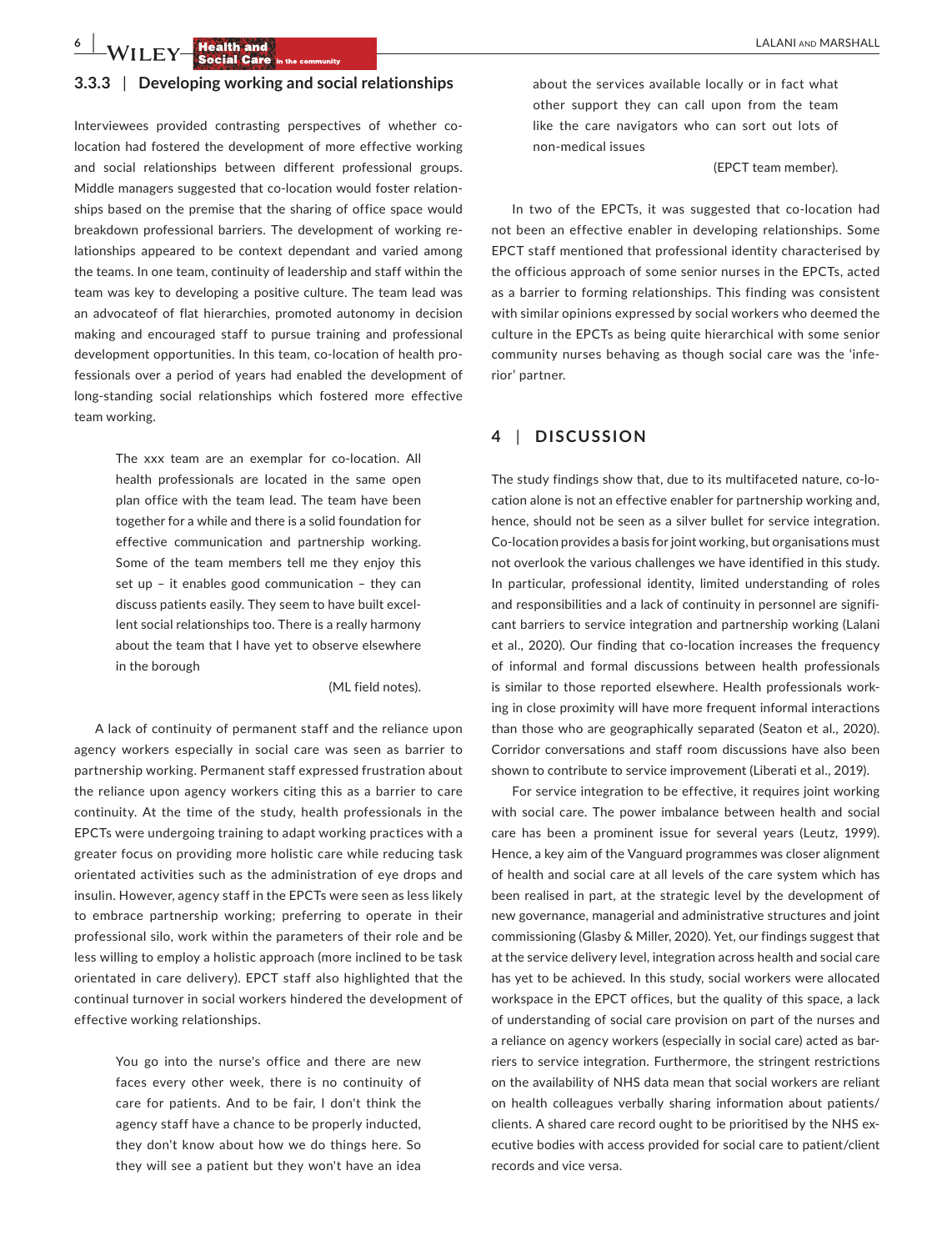### 3.3.3 | Developing working and social relationships

Interviewees provided contrasting perspectives of whether co-location had fostered the development of more effective working and social relationships between different professional groups. Middle managers suggested that co-location would foster relationships based on the premise that the sharing of office space would breakdown professional barriers. The development of working relationships appeared to be context dependant and varied among the teams. In one team, continuity of leadership and staff within the team was key to developing a positive culture. The team lead was an advocateof of flat hierarchies, promoted autonomy in decision making and encouraged staff to pursue training and professional development opportunities. In this team, co-location of health professionals over a period of years had enabled the development of long-standing social relationships which fostered more effective team working.

> The xxx team are an exemplar for co-location. All health professionals are located in the same open plan office with the team lead. The team have been together for a while and there is a solid foundation for effective communication and partnership working. Some of the team members tell me they enjoy this set up – it enables good communication – they can discuss patients easily. They seem to have built excellent social relationships too. There is a really harmony about the team that I have yet to observe elsewhere in the borough
>
> (ML field notes).

A lack of continuity of permanent staff and the reliance upon agency workers especially in social care was seen as barrier to partnership working. Permanent staff expressed frustration about the reliance upon agency workers citing this as a barrier to care continuity. At the time of the study, health professionals in the EPCTs were undergoing training to adapt working practices with a greater focus on providing more holistic care while reducing task orientated activities such as the administration of eye drops and insulin. However, agency staff in the EPCTs were seen as less likely to embrace partnership working; preferring to operate in their professional silo, work within the parameters of their role and be less willing to employ a holistic approach (more inclined to be task orientated in care delivery). EPCT staff also highlighted that the continual turnover in social workers hindered the development of effective working relationships.

> You go into the nurse's office and there are new faces every other week, there is no continuity of care for patients. And to be fair, I don't think the agency staff have a chance to be properly inducted, they don't know about how we do things here. So they will see a patient but they won't have an idea about the services available locally or in fact what other support they can call upon from the team like the care navigators who can sort out lots of non-medical issues
>
> (EPCT team member).

In two of the EPCTs, it was suggested that co-location had not been an effective enabler in developing relationships. Some EPCT staff mentioned that professional identity characterised by the officious approach of some senior nurses in the EPCTs, acted as a barrier to forming relationships. This finding was consistent with similar opinions expressed by social workers who deemed the culture in the EPCTs as being quite hierarchical with some senior community nurses behaving as though social care was the 'inferior' partner.

## 4 | DISCUSSION

The study findings show that, due to its multifaceted nature, co-location alone is not an effective enabler for partnership working and, hence, should not be seen as a silver bullet for service integration. Co-location provides a basis for joint working, but organisations must not overlook the various challenges we have identified in this study. In particular, professional identity, limited understanding of roles and responsibilities and a lack of continuity in personnel are significant barriers to service integration and partnership working (Lalani et al., 2020). Our finding that co-location increases the frequency of informal and formal discussions between health professionals is similar to those reported elsewhere. Health professionals working in close proximity will have more frequent informal interactions than those who are geographically separated (Seaton et al., 2020). Corridor conversations and staff room discussions have also been shown to contribute to service improvement (Liberati et al., 2019).

For service integration to be effective, it requires joint working with social care. The power imbalance between health and social care has been a prominent issue for several years (Leutz, 1999). Hence, a key aim of the Vanguard programmes was closer alignment of health and social care at all levels of the care system which has been realised in part, at the strategic level by the development of new governance, managerial and administrative structures and joint commissioning (Glasby & Miller, 2020). Yet, our findings suggest that at the service delivery level, integration across health and social care has yet to be achieved. In this study, social workers were allocated workspace in the EPCT offices, but the quality of this space, a lack of understanding of social care provision on part of the nurses and a reliance on agency workers (especially in social care) acted as barriers to service integration. Furthermore, the stringent restrictions on the availability of NHS data mean that social workers are reliant on health colleagues verbally sharing information about patients/clients. A shared care record ought to be prioritised by the NHS executive bodies with access provided for social care to patient/client records and vice versa.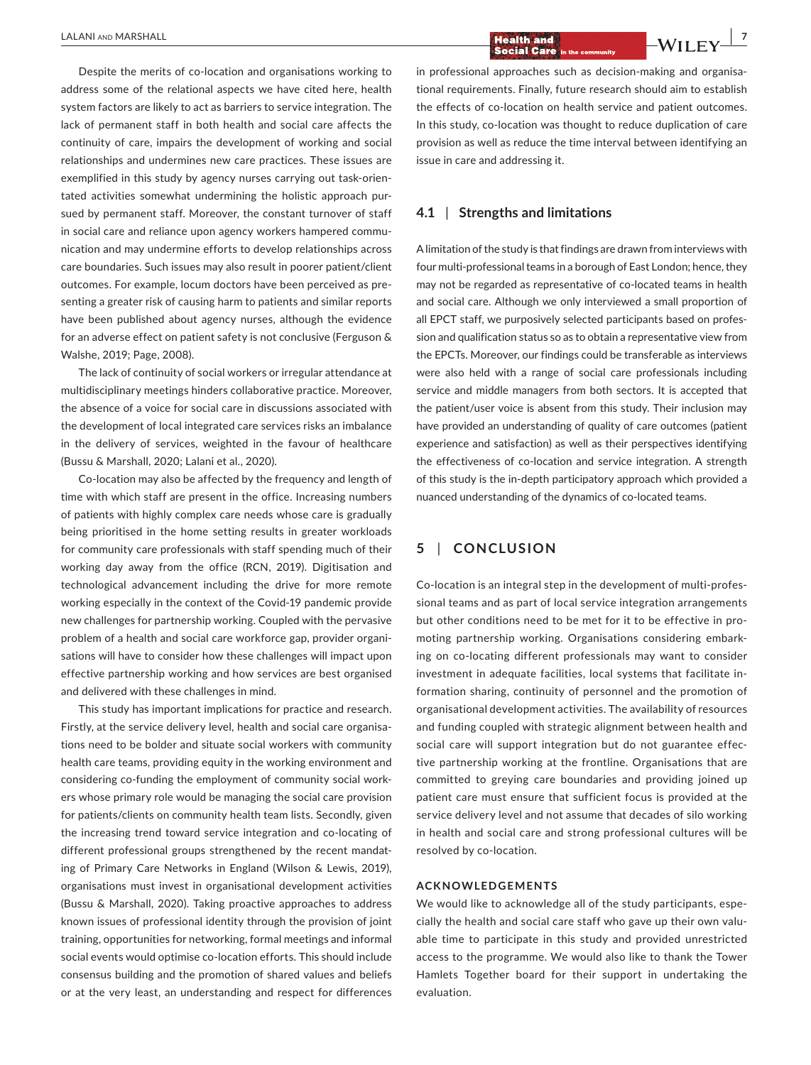Despite the merits of co-location and organisations working to address some of the relational aspects we have cited here, health system factors are likely to act as barriers to service integration. The lack of permanent staff in both health and social care affects the continuity of care, impairs the development of working and social relationships and undermines new care practices. These issues are exemplified in this study by agency nurses carrying out task-orientated activities somewhat undermining the holistic approach pursued by permanent staff. Moreover, the constant turnover of staff in social care and reliance upon agency workers hampered communication and may undermine efforts to develop relationships across care boundaries. Such issues may also result in poorer patient/client outcomes. For example, locum doctors have been perceived as presenting a greater risk of causing harm to patients and similar reports have been published about agency nurses, although the evidence for an adverse effect on patient safety is not conclusive (Ferguson & Walshe, 2019; Page, 2008).

The lack of continuity of social workers or irregular attendance at multidisciplinary meetings hinders collaborative practice. Moreover, the absence of a voice for social care in discussions associated with the development of local integrated care services risks an imbalance in the delivery of services, weighted in the favour of healthcare (Bussu & Marshall, 2020; Lalani et al., 2020).

Co-location may also be affected by the frequency and length of time with which staff are present in the office. Increasing numbers of patients with highly complex care needs whose care is gradually being prioritised in the home setting results in greater workloads for community care professionals with staff spending much of their working day away from the office (RCN, 2019). Digitisation and technological advancement including the drive for more remote working especially in the context of the Covid-19 pandemic provide new challenges for partnership working. Coupled with the pervasive problem of a health and social care workforce gap, provider organisations will have to consider how these challenges will impact upon effective partnership working and how services are best organised and delivered with these challenges in mind.

This study has important implications for practice and research. Firstly, at the service delivery level, health and social care organisations need to be bolder and situate social workers with community health care teams, providing equity in the working environment and considering co-funding the employment of community social workers whose primary role would be managing the social care provision for patients/clients on community health team lists. Secondly, given the increasing trend toward service integration and co-locating of different professional groups strengthened by the recent mandating of Primary Care Networks in England (Wilson & Lewis, 2019), organisations must invest in organisational development activities (Bussu & Marshall, 2020). Taking proactive approaches to address known issues of professional identity through the provision of joint training, opportunities for networking, formal meetings and informal social events would optimise co-location efforts. This should include consensus building and the promotion of shared values and beliefs or at the very least, an understanding and respect for differences in professional approaches such as decision-making and organisational requirements. Finally, future research should aim to establish the effects of co-location on health service and patient outcomes. In this study, co-location was thought to reduce duplication of care provision as well as reduce the time interval between identifying an issue in care and addressing it.

### 4.1 | Strengths and limitations

A limitation of the study is that findings are drawn from interviews with four multi-professional teams in a borough of East London; hence, they may not be regarded as representative of co-located teams in health and social care. Although we only interviewed a small proportion of all EPCT staff, we purposively selected participants based on profession and qualification status so as to obtain a representative view from the EPCTs. Moreover, our findings could be transferable as interviews were also held with a range of social care professionals including service and middle managers from both sectors. It is accepted that the patient/user voice is absent from this study. Their inclusion may have provided an understanding of quality of care outcomes (patient experience and satisfaction) as well as their perspectives identifying the effectiveness of co-location and service integration. A strength of this study is the in-depth participatory approach which provided a nuanced understanding of the dynamics of co-located teams.

## 5 | CONCLUSION

Co-location is an integral step in the development of multi-professional teams and as part of local service integration arrangements but other conditions need to be met for it to be effective in promoting partnership working. Organisations considering embarking on co-locating different professionals may want to consider investment in adequate facilities, local systems that facilitate information sharing, continuity of personnel and the promotion of organisational development activities. The availability of resources and funding coupled with strategic alignment between health and social care will support integration but do not guarantee effective partnership working at the frontline. Organisations that are committed to greying care boundaries and providing joined up patient care must ensure that sufficient focus is provided at the service delivery level and not assume that decades of silo working in health and social care and strong professional cultures will be resolved by co-location.

#### ACKNOWLEDGEMENTS

We would like to acknowledge all of the study participants, especially the health and social care staff who gave up their own valuable time to participate in this study and provided unrestricted access to the programme. We would also like to thank the Tower Hamlets Together board for their support in undertaking the evaluation.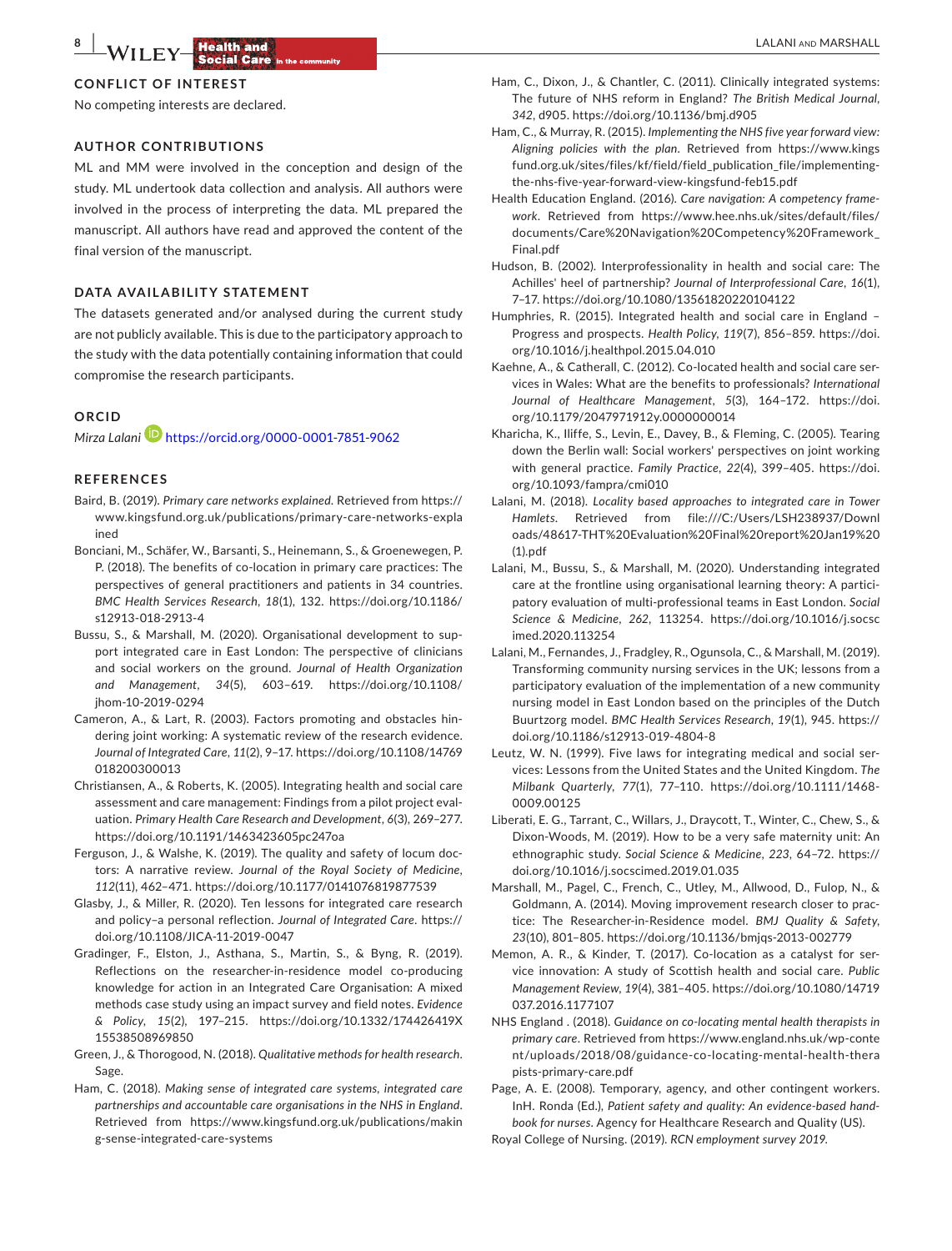## CONFLICT OF INTEREST

No competing interests are declared.

## AUTHOR CONTRIBUTIONS

ML and MM were involved in the conception and design of the study. ML undertook data collection and analysis. All authors were involved in the process of interpreting the data. ML prepared the manuscript. All authors have read and approved the content of the final version of the manuscript.

## DATA AVAILABILITY STATEMENT

The datasets generated and/or analysed during the current study are not publicly available. This is due to the participatory approach to the study with the data potentially containing information that could compromise the research participants.

## ORCID

*Mirza Lalani* https://orcid.org/0000-0001-7851-9062

## REFERENCES

Baird, B. (2019). *Primary care networks explained*. Retrieved from https://www.kingsfund.org.uk/publications/primary-care-networks-explained

Bonciani, M., Schäfer, W., Barsanti, S., Heinemann, S., & Groenewegen, P. P. (2018). The benefits of co-location in primary care practices: The perspectives of general practitioners and patients in 34 countries. *BMC Health Services Research*, *18*(1), 132. https://doi.org/10.1186/s12913-018-2913-4

Bussu, S., & Marshall, M. (2020). Organisational development to support integrated care in East London: The perspective of clinicians and social workers on the ground. *Journal of Health Organization and Management*, *34*(5), 603–619. https://doi.org/10.1108/jhom-10-2019-0294

Cameron, A., & Lart, R. (2003). Factors promoting and obstacles hindering joint working: A systematic review of the research evidence. *Journal of Integrated Care*, *11*(2), 9–17. https://doi.org/10.1108/14769018200300013

Christiansen, A., & Roberts, K. (2005). Integrating health and social care assessment and care management: Findings from a pilot project evaluation. *Primary Health Care Research and Development*, *6*(3), 269–277. https://doi.org/10.1191/1463423605pc247oa

Ferguson, J., & Walshe, K. (2019). The quality and safety of locum doctors: A narrative review. *Journal of the Royal Society of Medicine*, *112*(11), 462–471. https://doi.org/10.1177/0141076819877539

Glasby, J., & Miller, R. (2020). Ten lessons for integrated care research and policy–a personal reflection. *Journal of Integrated Care*. https://doi.org/10.1108/JICA-11-2019-0047

Gradinger, F., Elston, J., Asthana, S., Martin, S., & Byng, R. (2019). Reflections on the researcher-in-residence model co-producing knowledge for action in an Integrated Care Organisation: A mixed methods case study using an impact survey and field notes. *Evidence & Policy*, *15*(2), 197–215. https://doi.org/10.1332/174426419X15538508969850

Green, J., & Thorogood, N. (2018). *Qualitative methods for health research*. Sage.

Ham, C. (2018). *Making sense of integrated care systems, integrated care partnerships and accountable care organisations in the NHS in England*. Retrieved from https://www.kingsfund.org.uk/publications/making-sense-integrated-care-systems

Ham, C., Dixon, J., & Chantler, C. (2011). Clinically integrated systems: The future of NHS reform in England? *The British Medical Journal*, *342*, d905. https://doi.org/10.1136/bmj.d905

Ham, C., & Murray, R. (2015). *Implementing the NHS five year forward view: Aligning policies with the plan*. Retrieved from https://www.kingsfund.org.uk/sites/files/kf/field/field_publication_file/implementing-the-nhs-five-year-forward-view-kingsfund-feb15.pdf

Health Education England. (2016). *Care navigation: A competency framework*. Retrieved from https://www.hee.nhs.uk/sites/default/files/documents/Care%20Navigation%20Competency%20Framework_Final.pdf

Hudson, B. (2002). Interprofessionality in health and social care: The Achilles' heel of partnership? *Journal of Interprofessional Care*, *16*(1), 7–17. https://doi.org/10.1080/13561820220104122

Humphries, R. (2015). Integrated health and social care in England – Progress and prospects. *Health Policy*, *119*(7), 856–859. https://doi.org/10.1016/j.healthpol.2015.04.010

Kaehne, A., & Catherall, C. (2012). Co-located health and social care services in Wales: What are the benefits to professionals? *International Journal of Healthcare Management*, *5*(3), 164–172. https://doi.org/10.1179/2047971912y.0000000014

Kharicha, K., Iliffe, S., Levin, E., Davey, B., & Fleming, C. (2005). Tearing down the Berlin wall: Social workers' perspectives on joint working with general practice. *Family Practice*, *22*(4), 399–405. https://doi.org/10.1093/fampra/cmi010

Lalani, M. (2018). *Locality based approaches to integrated care in Tower Hamlets*. Retrieved from file:///C:/Users/LSH238937/Downloads/48617-THT%20Evaluation%20Final%20report%20Jan19%20(1).pdf

Lalani, M., Bussu, S., & Marshall, M. (2020). Understanding integrated care at the frontline using organisational learning theory: A participatory evaluation of multi-professional teams in East London. *Social Science & Medicine*, *262*, 113254. https://doi.org/10.1016/j.socscimed.2020.113254

Lalani, M., Fernandes, J., Fradgley, R., Ogunsola, C., & Marshall, M. (2019). Transforming community nursing services in the UK; lessons from a participatory evaluation of the implementation of a new community nursing model in East London based on the principles of the Dutch Buurtzorg model. *BMC Health Services Research*, *19*(1), 945. https://doi.org/10.1186/s12913-019-4804-8

Leutz, W. N. (1999). Five laws for integrating medical and social services: Lessons from the United States and the United Kingdom. *The Milbank Quarterly*, *77*(1), 77–110. https://doi.org/10.1111/1468-0009.00125

Liberati, E. G., Tarrant, C., Willars, J., Draycott, T., Winter, C., Chew, S., & Dixon-Woods, M. (2019). How to be a very safe maternity unit: An ethnographic study. *Social Science & Medicine*, *223*, 64–72. https://doi.org/10.1016/j.socscimed.2019.01.035

Marshall, M., Pagel, C., French, C., Utley, M., Allwood, D., Fulop, N., & Goldmann, A. (2014). Moving improvement research closer to practice: The Researcher-in-Residence model. *BMJ Quality & Safety*, *23*(10), 801–805. https://doi.org/10.1136/bmjqs-2013-002779

Memon, A. R., & Kinder, T. (2017). Co-location as a catalyst for service innovation: A study of Scottish health and social care. *Public Management Review*, *19*(4), 381–405. https://doi.org/10.1080/14719037.2016.1177107

NHS England . (2018). *Guidance on co-locating mental health therapists in primary care*. Retrieved from https://www.england.nhs.uk/wp-content/uploads/2018/08/guidance-co-locating-mental-health-therapists-primary-care.pdf

Page, A. E. (2008). Temporary, agency, and other contingent workers. InH. Ronda (Ed.), *Patient safety and quality: An evidence-based handbook for nurses*. Agency for Healthcare Research and Quality (US).

Royal College of Nursing. (2019). *RCN employment survey 2019*.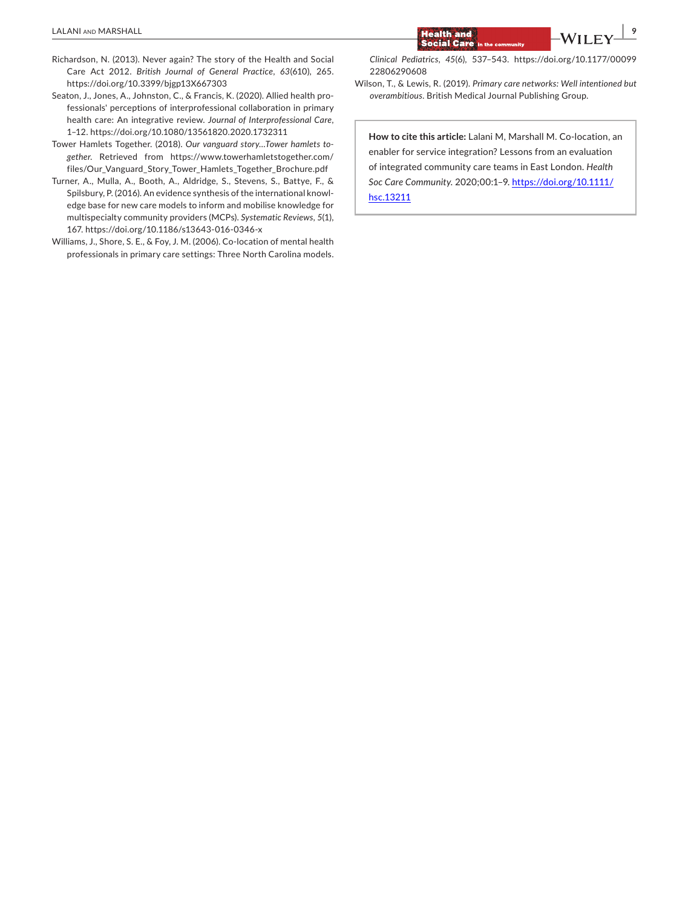Richardson, N. (2013). Never again? The story of the Health and Social Care Act 2012. *British Journal of General Practice*, *63*(610), 265. https://doi.org/10.3399/bjgp13X667303

Seaton, J., Jones, A., Johnston, C., & Francis, K. (2020). Allied health professionals' perceptions of interprofessional collaboration in primary health care: An integrative review. *Journal of Interprofessional Care*, 1–12. https://doi.org/10.1080/13561820.2020.1732311

Tower Hamlets Together. (2018). *Our vanguard story…Tower hamlets together*. Retrieved from https://www.towerhamletstogether.com/files/Our_Vanguard_Story_Tower_Hamlets_Together_Brochure.pdf

Turner, A., Mulla, A., Booth, A., Aldridge, S., Stevens, S., Battye, F., & Spilsbury, P. (2016). An evidence synthesis of the international knowledge base for new care models to inform and mobilise knowledge for multispecialty community providers (MCPs). *Systematic Reviews*, *5*(1), 167. https://doi.org/10.1186/s13643-016-0346-x

Williams, J., Shore, S. E., & Foy, J. M. (2006). Co-location of mental health professionals in primary care settings: Three North Carolina models. *Clinical Pediatrics*, *45*(6), 537–543. https://doi.org/10.1177/0009922806290608

Wilson, T., & Lewis, R. (2019). *Primary care networks: Well intentioned but overambitious*. British Medical Journal Publishing Group.

**How to cite this article:** Lalani M, Marshall M. Co-location, an enabler for service integration? Lessons from an evaluation of integrated community care teams in East London. *Health Soc Care Community*. 2020;00:1–9. https://doi.org/10.1111/hsc.13211